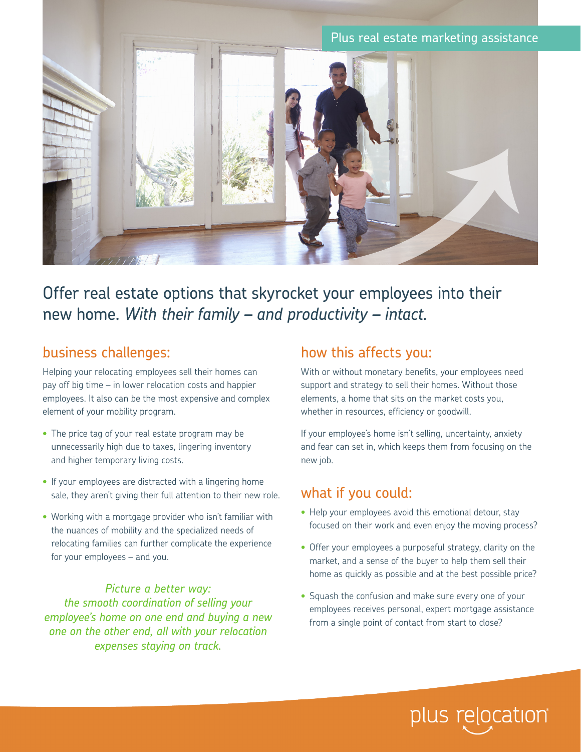Plus real estate marketing assistance

# Offer real estate options that skyrocket your employees into their new home. *With their family – and productivity – intact.*

## business challenges:

Helping your relocating employees sell their homes can pay off big time – in lower relocation costs and happier employees. It also can be the most expensive and complex element of your mobility program.

- The price tag of your real estate program may be unnecessarily high due to taxes, lingering inventory and higher temporary living costs.
- If your employees are distracted with a lingering home sale, they aren't giving their full attention to their new role.
- Working with a mortgage provider who isn't familiar with the nuances of mobility and the specialized needs of relocating families can further complicate the experience for your employees – and you.

*Picture a better way: the smooth coordination of selling your employee's home on one end and buying a new one on the other end, all with your relocation expenses staying on track.*

## how this affects you:

With or without monetary benefits, your employees need support and strategy to sell their homes. Without those elements, a home that sits on the market costs you, whether in resources, efficiency or goodwill.

If your employee's home isn't selling, uncertainty, anxiety and fear can set in, which keeps them from focusing on the new job.

## what if you could:

- Help your employees avoid this emotional detour, stay focused on their work and even enjoy the moving process?
- Offer your employees a purposeful strategy, clarity on the market, and a sense of the buyer to help them sell their home as quickly as possible and at the best possible price?
- Squash the confusion and make sure every one of your employees receives personal, expert mortgage assistance from a single point of contact from start to close?

plus relocation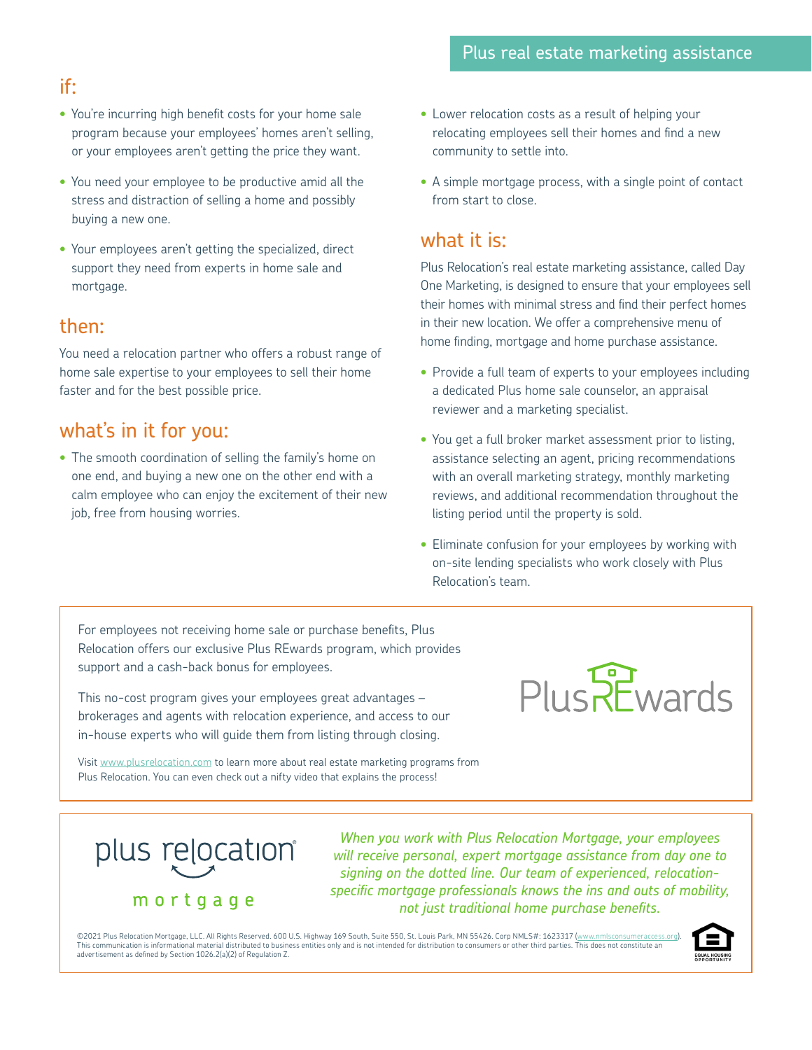Plus real estate marketing assistance

## if:

- You're incurring high benefit costs for your home sale program because your employees' homes aren't selling, or your employees aren't getting the price they want.
- You need your employee to be productive amid all the stress and distraction of selling a home and possibly buying a new one.
- Your employees aren't getting the specialized, direct support they need from experts in home sale and mortgage.

## then:

You need a relocation partner who offers a robust range of home sale expertise to your employees to sell their home faster and for the best possible price.

## what's in it for you:

- The smooth coordination of selling the family's home on one end, and buying a new one on the other end with a calm employee who can enjoy the excitement of their new job, free from housing worries.
- Lower relocation costs as a result of helping your relocating employees sell their homes and find a new community to settle into.
- A simple mortgage process, with a single point of contact from start to close.

## what it is:

Plus Relocation's real estate marketing assistance, called Day One Marketing, is designed to ensure that your employees sell their homes with minimal stress and find their perfect homes in their new location. We offer a comprehensive menu of home finding, mortgage and home purchase assistance.

- Provide a full team of experts to your employees including a dedicated Plus home sale counselor, an appraisal reviewer and a marketing specialist.
- You get a full broker market assessment prior to listing, assistance selecting an agent, pricing recommendations with an overall marketing strategy, monthly marketing reviews, and additional recommendation throughout the listing period until the property is sold.
- Eliminate confusion for your employees by working with on-site lending specialists who work closely with Plus Relocation's team.

For employees not receiving home sale or purchase benefits, Plus Relocation offers our exclusive Plus REwards program, which provides support and a cash-back bonus for employees.

This no-cost program gives your employees great advantages – brokerages and agents with relocation experience, and access to our in-house experts who will guide them from listing through closing.

PlusREwards

Visit www.plusrelocation.com to learn more about real estate marketing programs from Plus Relocation. You can even check out a nifty video that explains the process!

plus relocation mortgage

*When you work with Plus Relocation Mortgage, your employees will receive personal, expert mortgage assistance from day one to signing on the dotted line. Our team of experienced, relocation-specific mortgage professionals knows the ins and outs of mobility, not just traditional home purchase benefits.*

©2021 Plus Relocation Mortgage, LLC. All Rights Reserved. 600 U.S. Highway 169 South, Suite 550, St. Louis Park, MN 55426. Corp NMLS#: 1623317 (www.nmlsconsumeraccess.org). This communication is informational material distributed to business entities only and is not intended for distribution to consumers or other third parties. This does not constitute an advertisement as defined by Section 1026.2(a)(2) of Regulation Z.

EQUAL HOUSING OPPORTUNITY